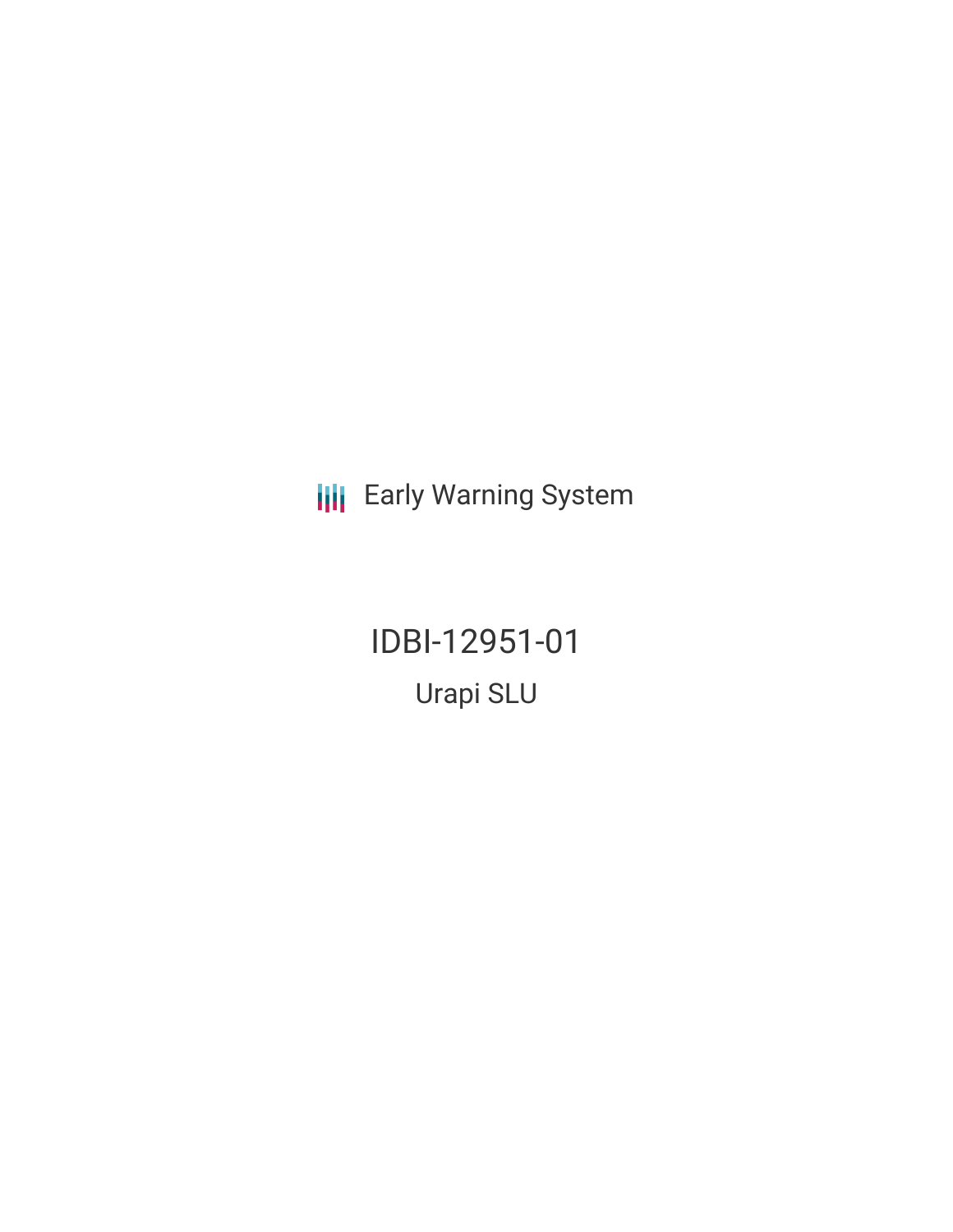Early Warning System

# IDBI-12951-01

## Urapi SLU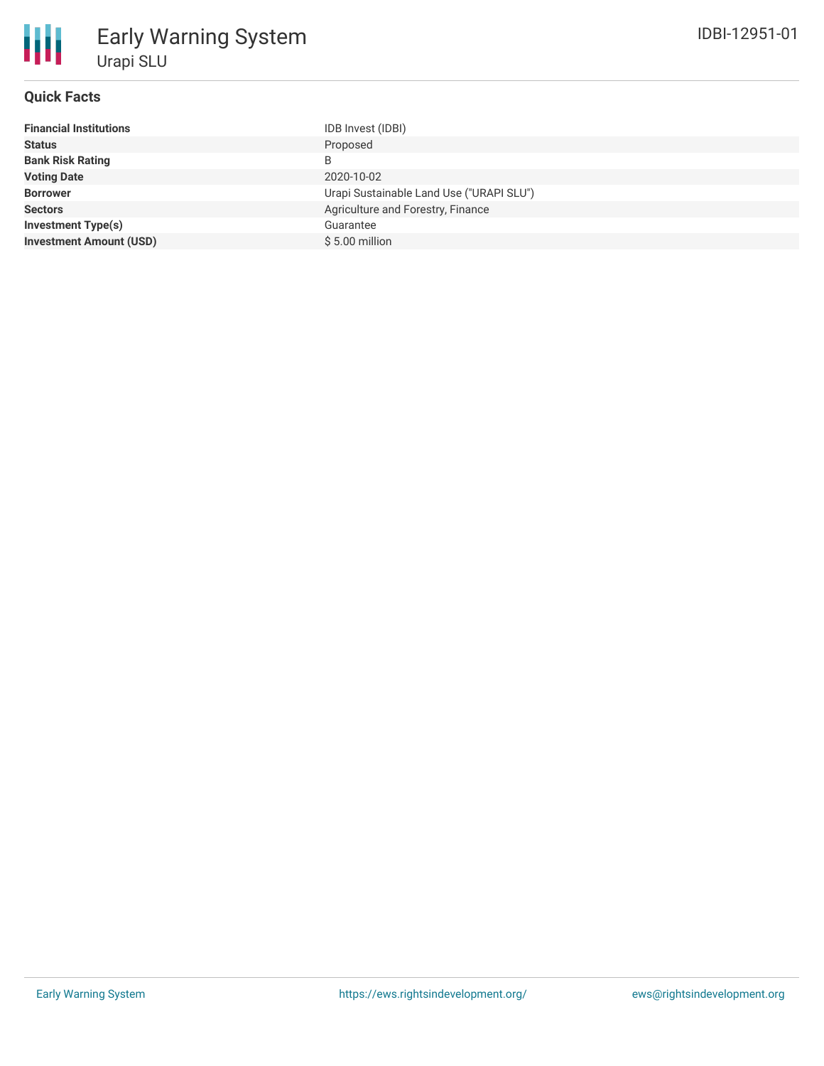# Early Warning System

## Urapi SLU

IDBI-12951-01

### Quick Facts

| | |
|---|---|
| **Financial Institutions** | IDB Invest (IDBI) |
| **Status** | Proposed |
| **Bank Risk Rating** | B |
| **Voting Date** | 2020-10-02 |
| **Borrower** | Urapi Sustainable Land Use ("URAPI SLU") |
| **Sectors** | Agriculture and Forestry, Finance |
| **Investment Type(s)** | Guarantee |
| **Investment Amount (USD)** | $ 5.00 million |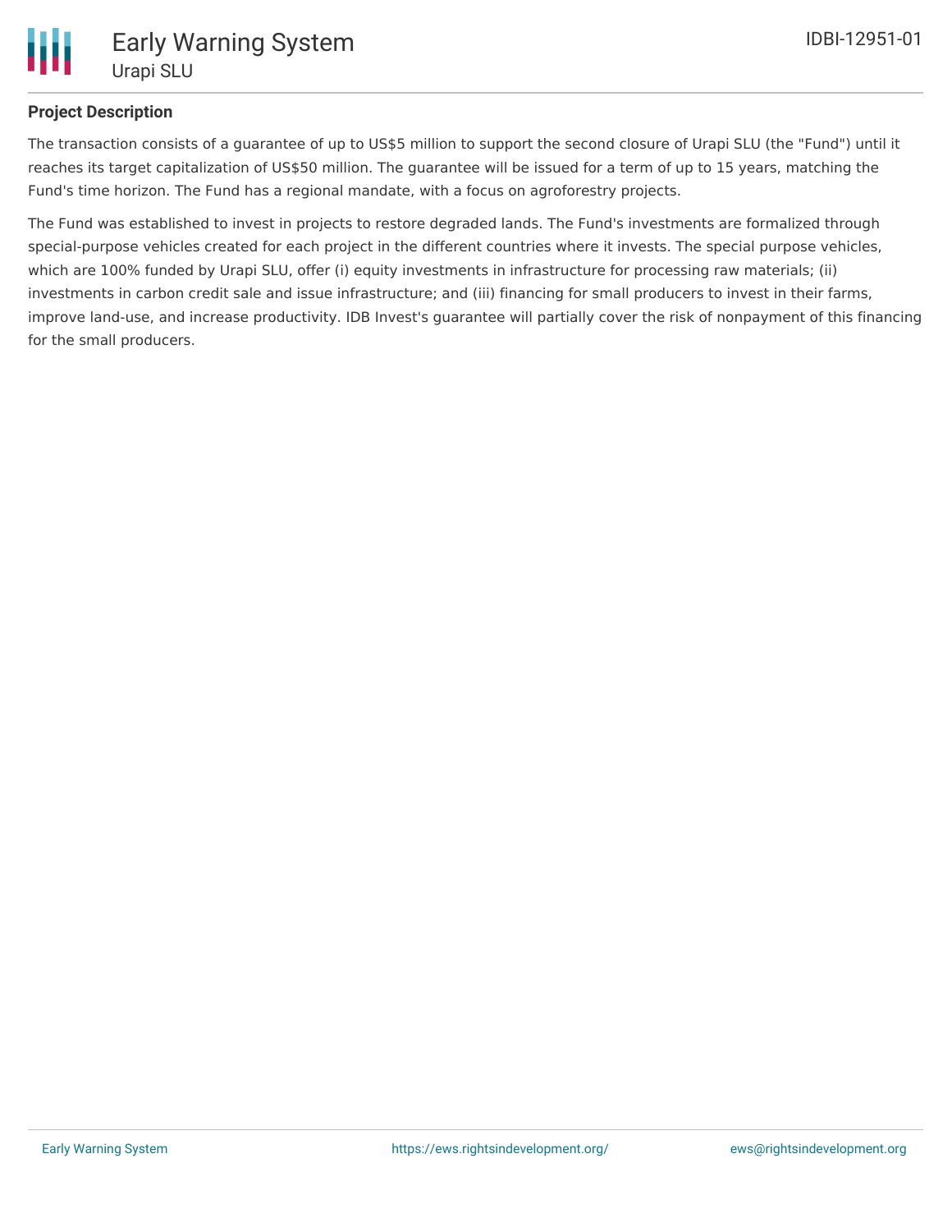**Project Description**

The transaction consists of a guarantee of up to US$5 million to support the second closure of Urapi SLU (the "Fund") until it reaches its target capitalization of US$50 million. The guarantee will be issued for a term of up to 15 years, matching the Fund's time horizon. The Fund has a regional mandate, with a focus on agroforestry projects.

The Fund was established to invest in projects to restore degraded lands. The Fund's investments are formalized through special-purpose vehicles created for each project in the different countries where it invests. The special purpose vehicles, which are 100% funded by Urapi SLU, offer (i) equity investments in infrastructure for processing raw materials; (ii) investments in carbon credit sale and issue infrastructure; and (iii) financing for small producers to invest in their farms, improve land-use, and increase productivity. IDB Invest's guarantee will partially cover the risk of nonpayment of this financing for the small producers.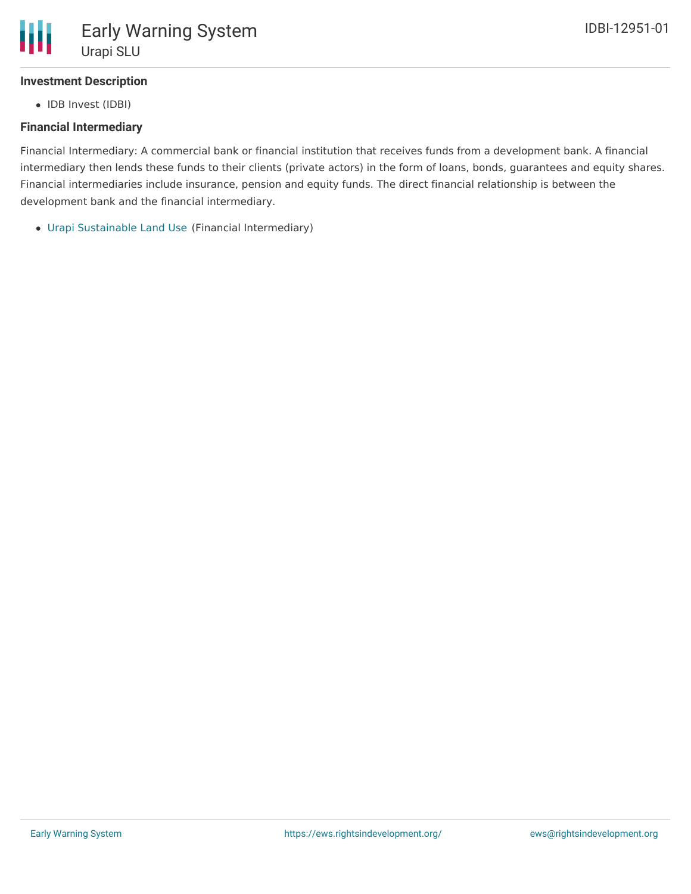### Investment Description

- IDB Invest (IDBI)

### Financial Intermediary

Financial Intermediary: A commercial bank or financial institution that receives funds from a development bank. A financial intermediary then lends these funds to their clients (private actors) in the form of loans, bonds, guarantees and equity shares. Financial intermediaries include insurance, pension and equity funds. The direct financial relationship is between the development bank and the financial intermediary.

- Urapi Sustainable Land Use (Financial Intermediary)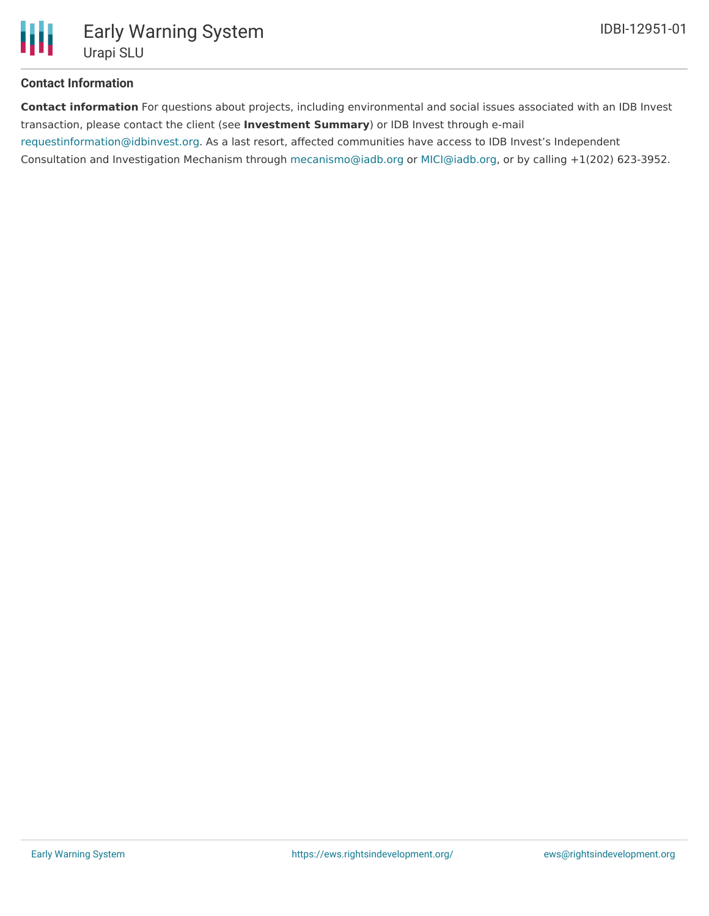## Contact Information

**Contact information** For questions about projects, including environmental and social issues associated with an IDB Invest transaction, please contact the client (see **Investment Summary**) or IDB Invest through e-mail requestinformation@idbinvest.org. As a last resort, affected communities have access to IDB Invest's Independent Consultation and Investigation Mechanism through mecanismo@iadb.org or MICI@iadb.org, or by calling +1(202) 623-3952.